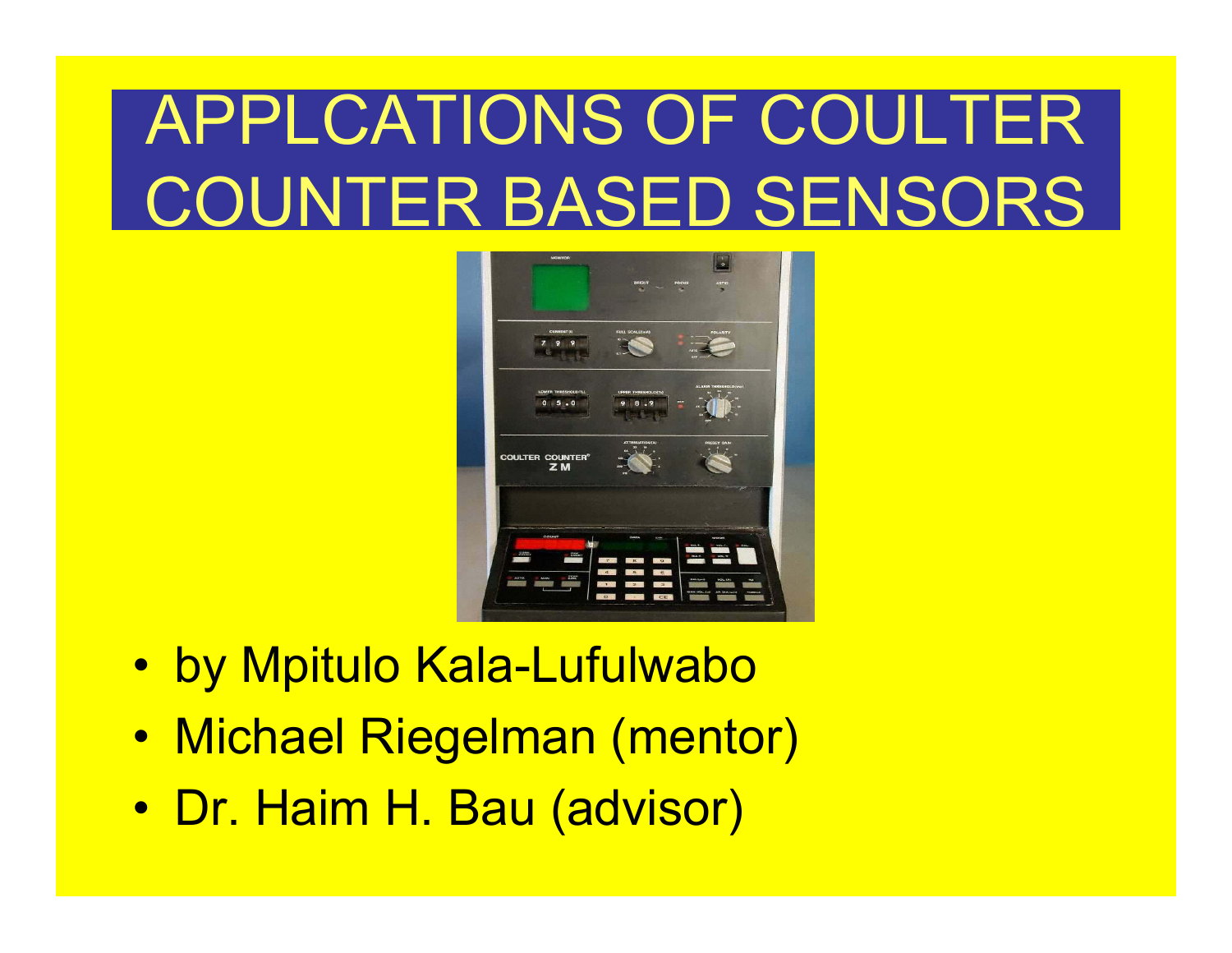# APPLCATIONS OF COULTER COUNTER BASED SENSORS

- by Mpitulo Kala-Lufulwabo
- Michael Riegelman (mentor)
- Dr. Haim H. Bau (advisor)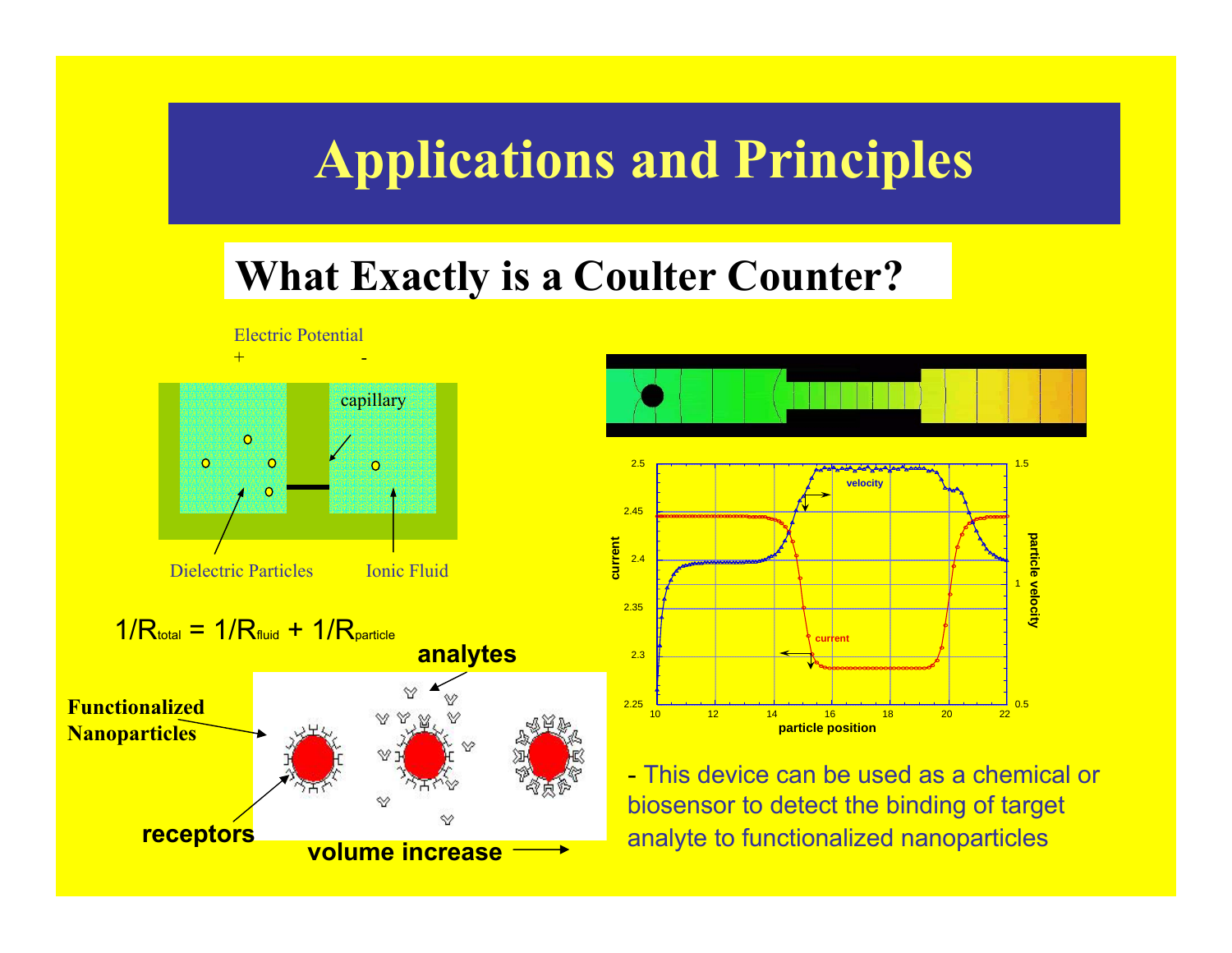# Applications and Principles

## What Exactly is a Coulter Counter?

Electric Potential

\+ -

capillary

Dielectric Particles

Ionic Fluid

$$1/R_{total} = 1/R_{fluid} + 1/R_{particle}$$

analytes

**Functionalized Nanoparticles**

**receptors**

**volume increase**

- This device can be used as a chemical or biosensor to detect the binding of target analyte to functionalized nanoparticles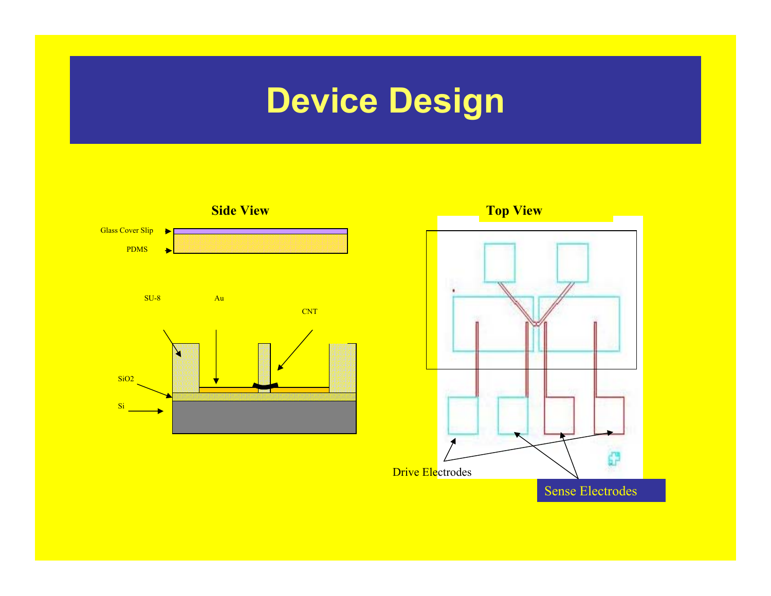# Device Design

**Side View**

Glass Cover Slip

PDMS

SU-8

Au

CNT

$SiO_2$

Si

**Top View**

Drive Electrodes

Sense Electrodes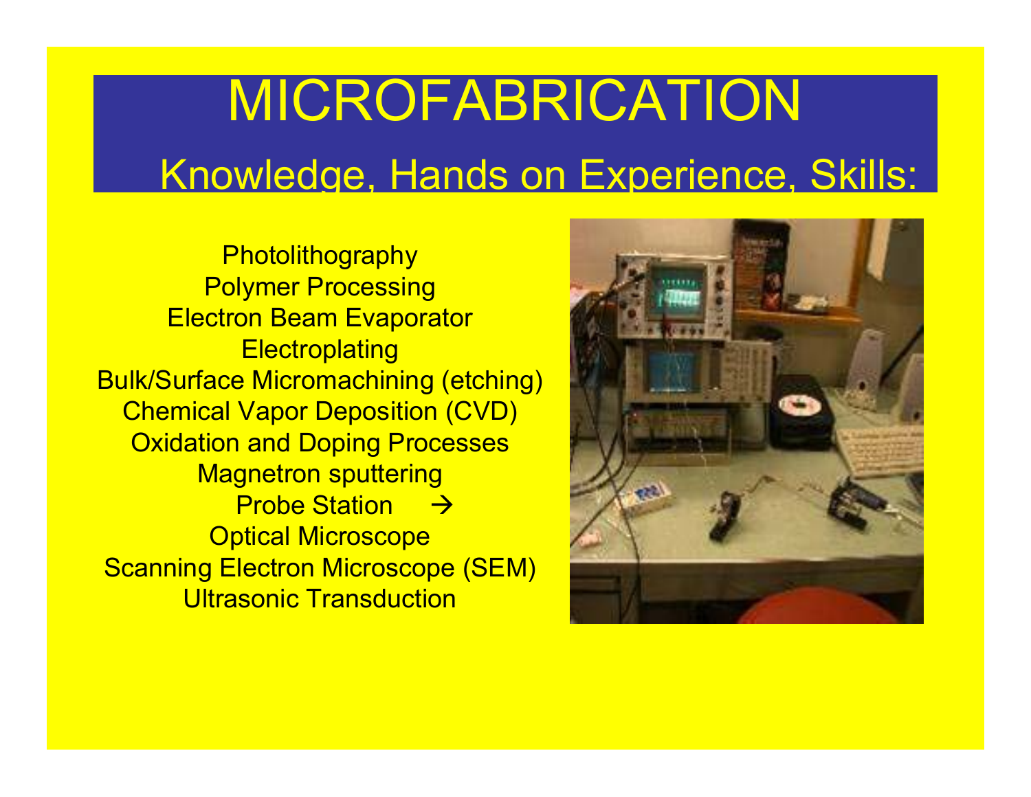# MICROFABRICATION

## Knowledge, Hands on Experience, Skills:

Photolithography
Polymer Processing
Electron Beam Evaporator
Electroplating
Bulk/Surface Micromachining (etching)
Chemical Vapor Deposition (CVD)
Oxidation and Doping Processes
Magnetron sputtering
Probe Station →
Optical Microscope
Scanning Electron Microscope (SEM)
Ultrasonic Transduction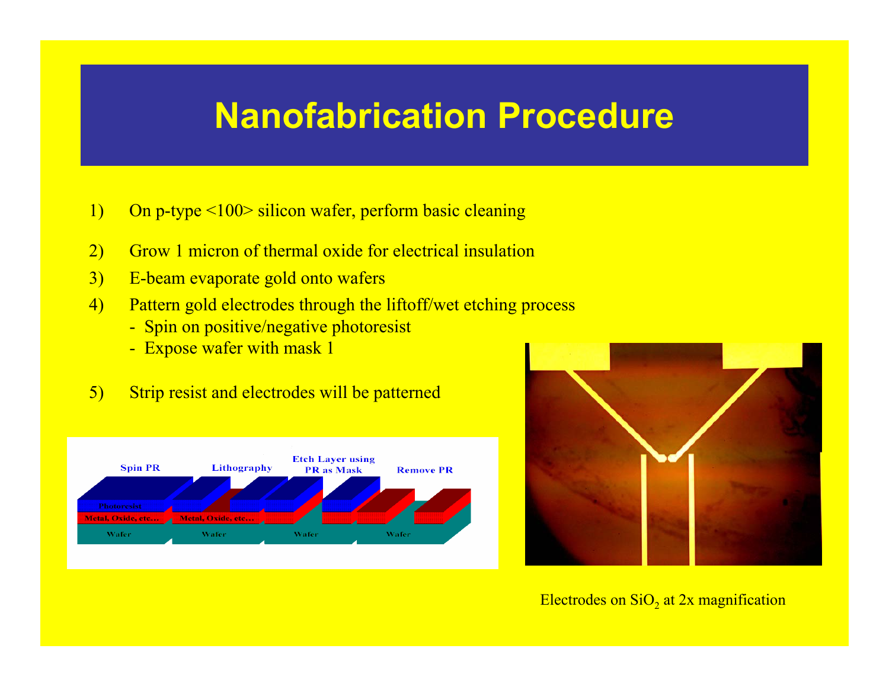# Nanofabrication Procedure

1) On p-type <100> silicon wafer, perform basic cleaning
2) Grow 1 micron of thermal oxide for electrical insulation
3) E-beam evaporate gold onto wafers
4) Pattern gold electrodes through the liftoff/wet etching process
   - Spin on positive/negative photoresist
   - Expose wafer with mask 1
5) Strip resist and electrodes will be patterned

Electrodes on $SiO_2$ at 2x magnification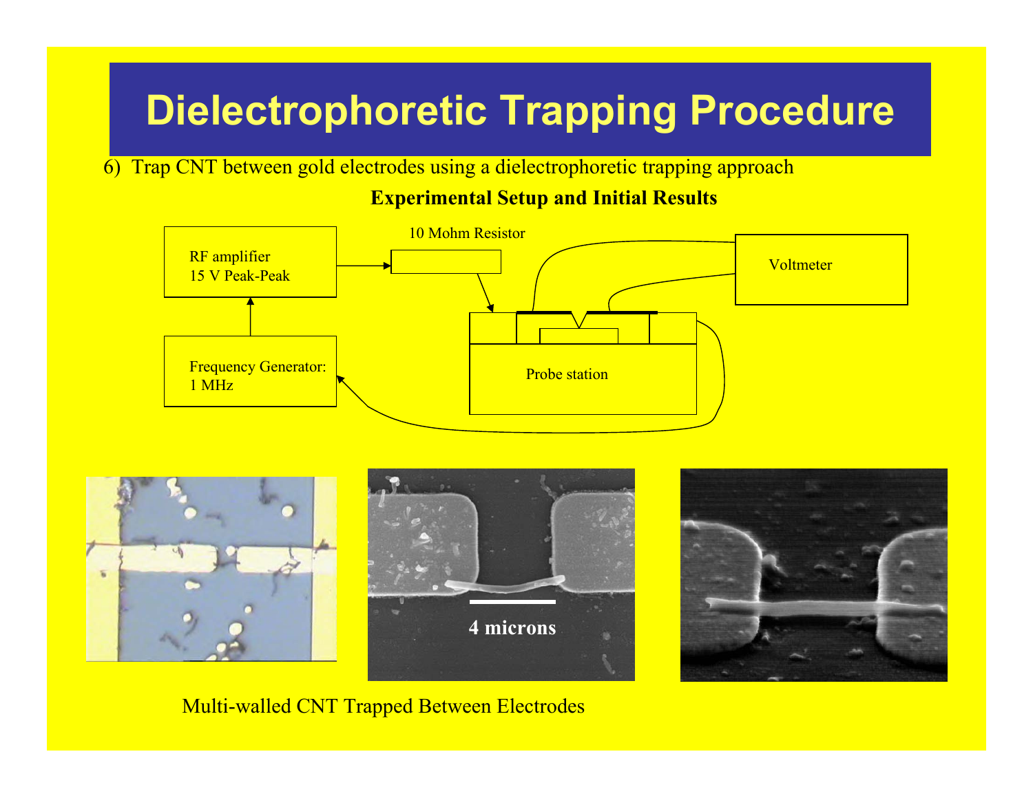# Dielectrophoretic Trapping Procedure

6) Trap CNT between gold electrodes using a dielectrophoretic trapping approach

**Experimental Setup and Initial Results**

RF amplifier
15 V Peak-Peak

10 Mohm Resistor

Voltmeter

Frequency Generator:
1 MHz

Probe station

4 microns

Multi-walled CNT Trapped Between Electrodes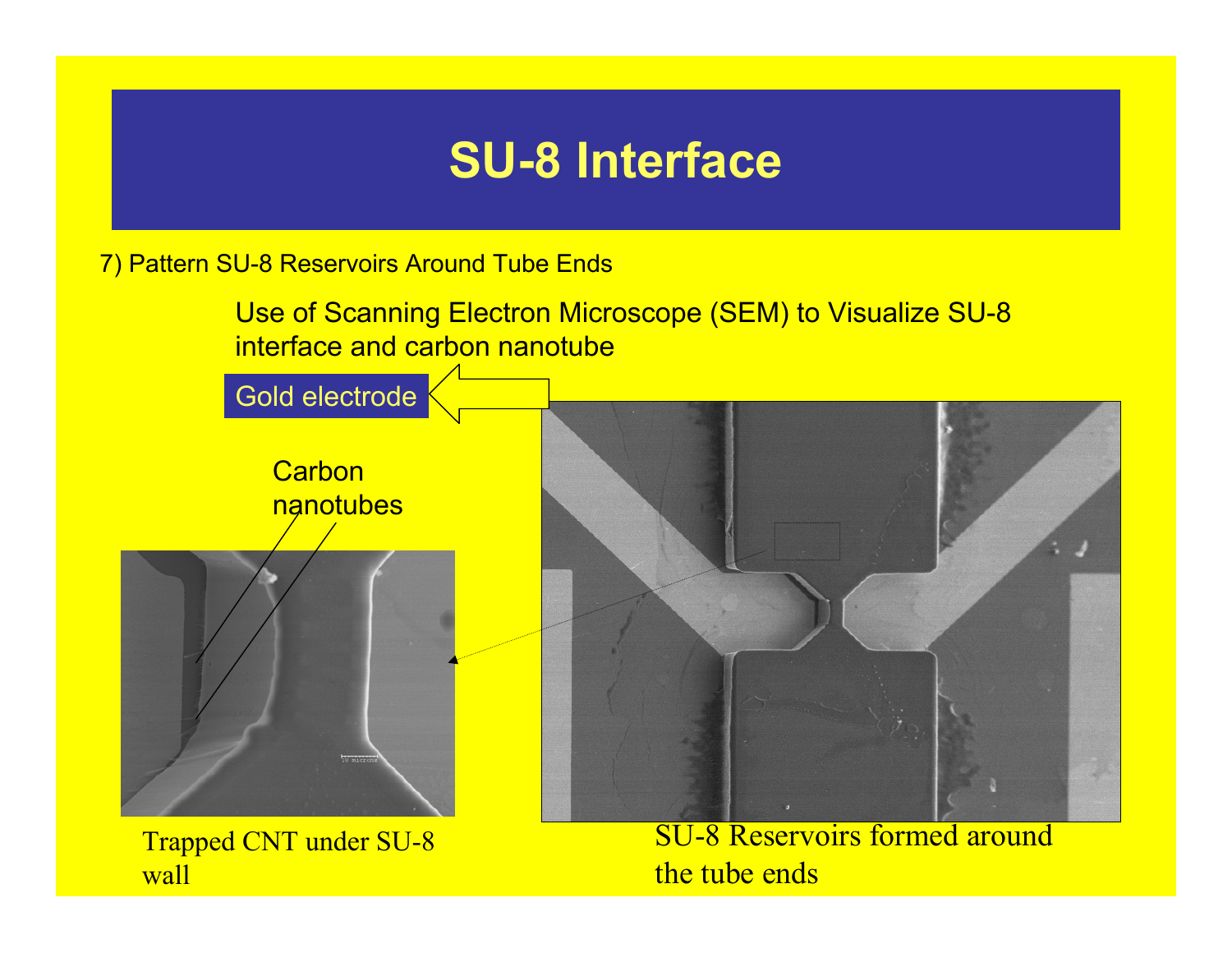# SU-8 Interface

7) Pattern SU-8 Reservoirs Around Tube Ends

Use of Scanning Electron Microscope (SEM) to Visualize SU-8 interface and carbon nanotube

Gold electrode

Carbon nanotubes

Trapped CNT under SU-8 wall

SU-8 Reservoirs formed around the tube ends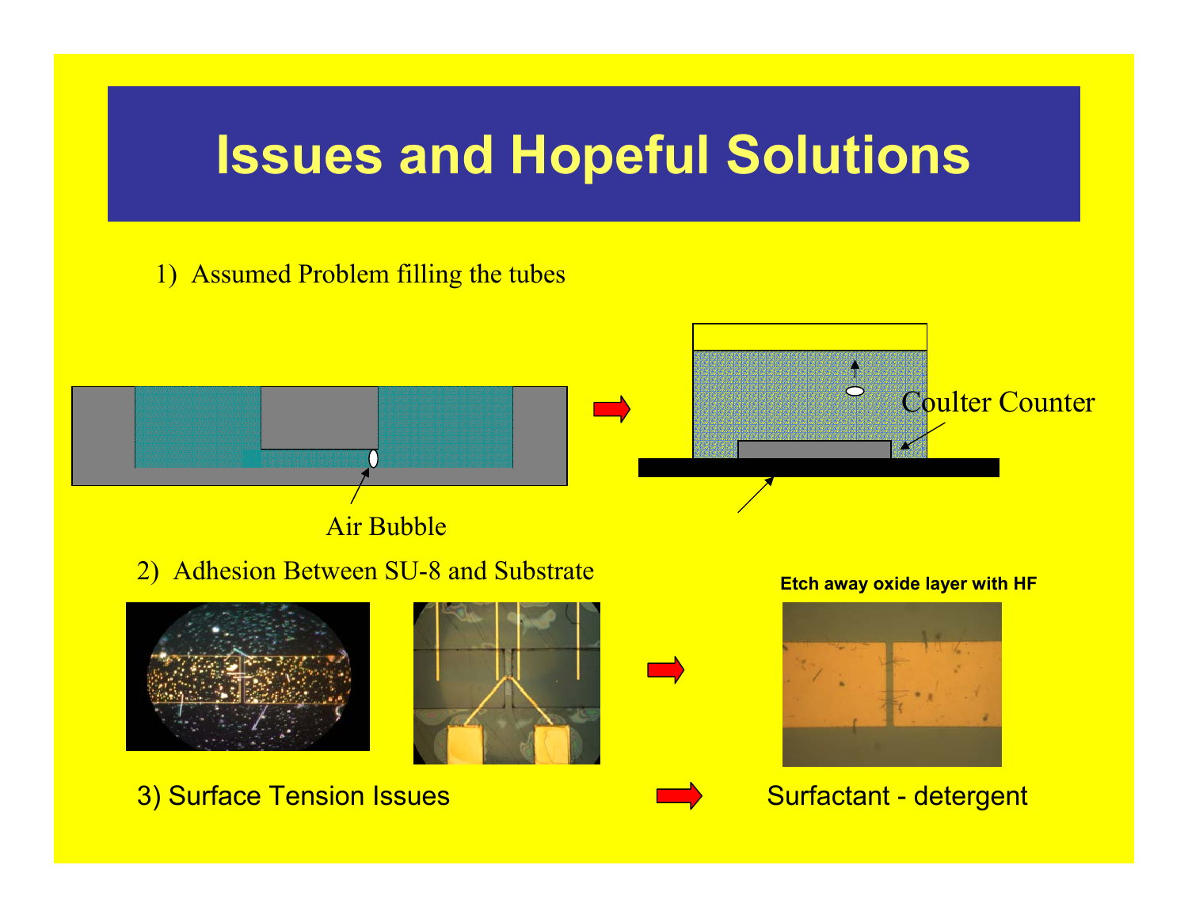# Issues and Hopeful Solutions

1) Assumed Problem filling the tubes

Air Bubble

Coulter Counter

2) Adhesion Between SU-8 and Substrate

**Etch away oxide layer with HF**

3) Surface Tension Issues

Surfactant - detergent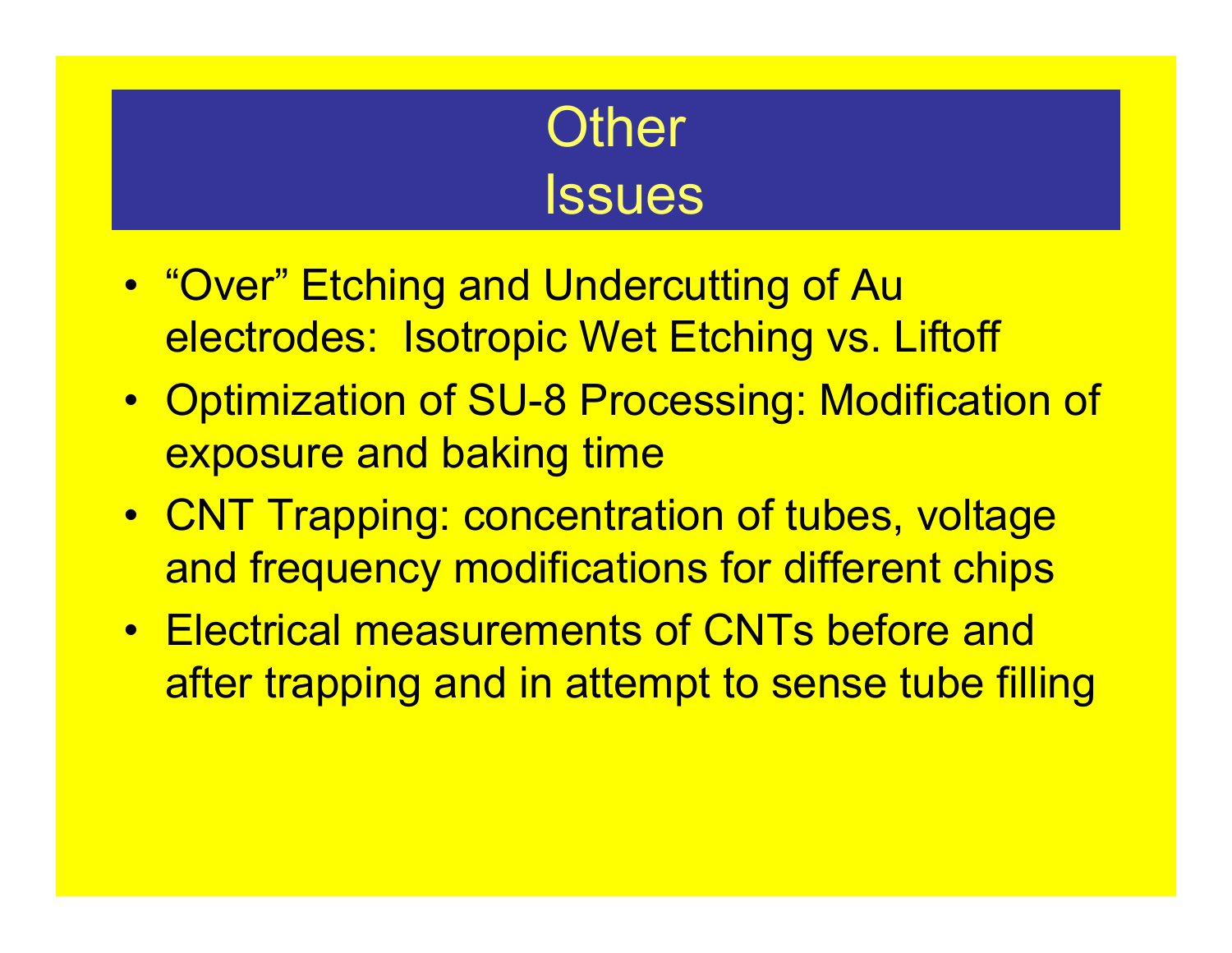# Other Issues

- “Over” Etching and Undercutting of Au electrodes: Isotropic Wet Etching vs. Liftoff
- Optimization of SU-8 Processing: Modification of exposure and baking time
- CNT Trapping: concentration of tubes, voltage and frequency modifications for different chips
- Electrical measurements of CNTs before and after trapping and in attempt to sense tube filling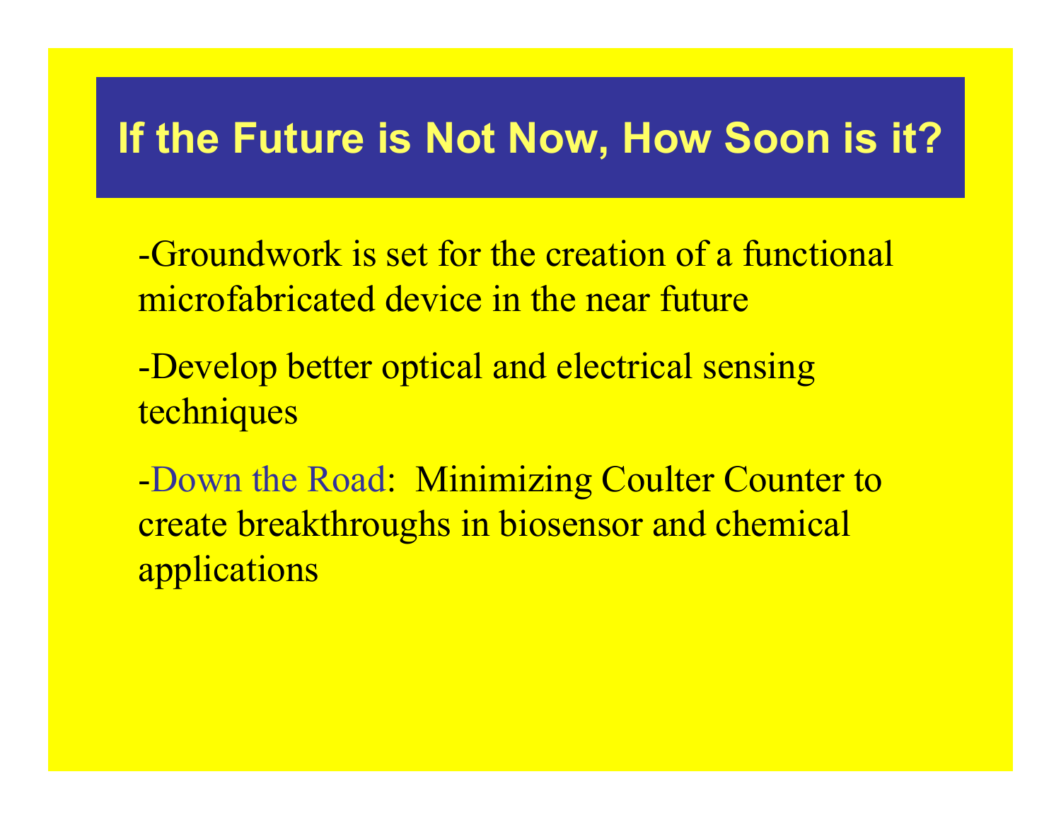# If the Future is Not Now, How Soon is it?

-Groundwork is set for the creation of a functional microfabricated device in the near future

-Develop better optical and electrical sensing techniques

-Down the Road: Minimizing Coulter Counter to create breakthroughs in biosensor and chemical applications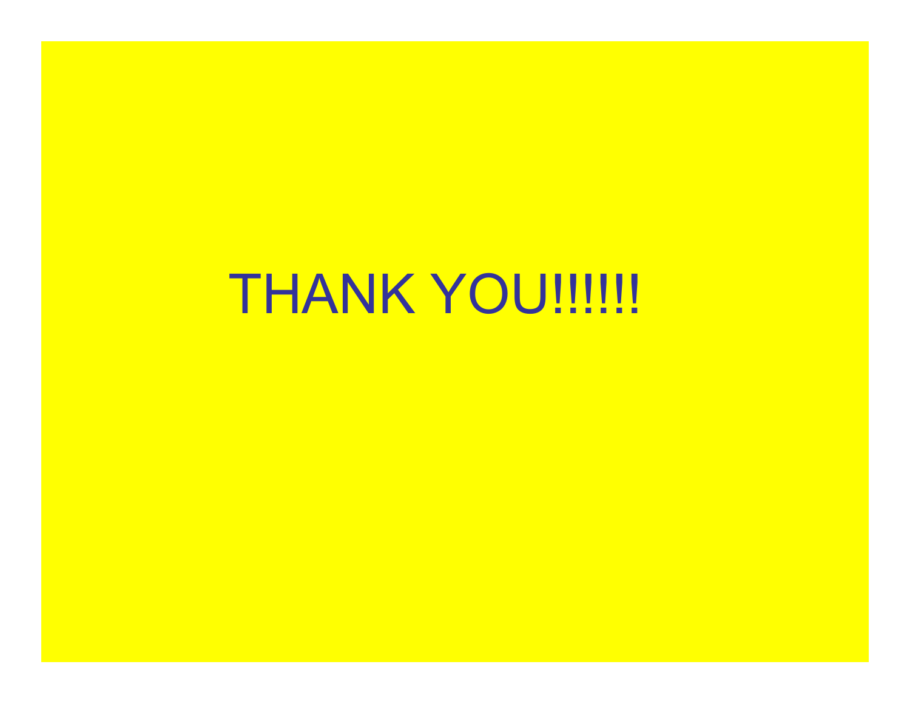THANK YOU!!!!!!